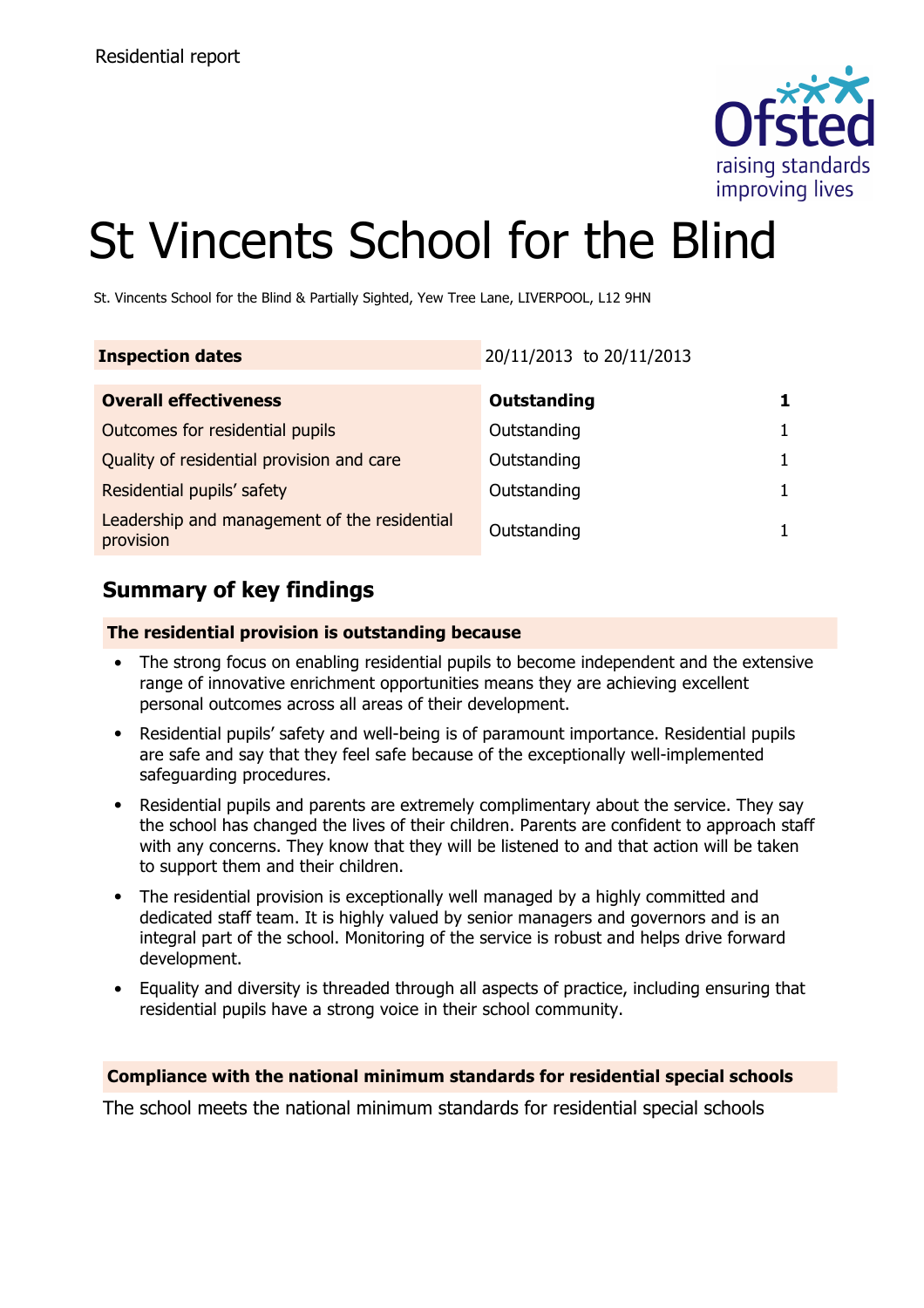Residential report

# St Vincents School for the Blind

St. Vincents School for the Blind & Partially Sighted, Yew Tree Lane, LIVERPOOL, L12 9HN

| **Inspection dates** | 20/11/2013 to 20/11/2013 | |
|---|---|---|

| **Overall effectiveness** | **Outstanding** | **1** |
|---|---|---|
| Outcomes for residential pupils | Outstanding | 1 |
| Quality of residential provision and care | Outstanding | 1 |
| Residential pupils' safety | Outstanding | 1 |
| Leadership and management of the residential provision | Outstanding | 1 |

## Summary of key findings

**The residential provision is outstanding because**

- The strong focus on enabling residential pupils to become independent and the extensive range of innovative enrichment opportunities means they are achieving excellent personal outcomes across all areas of their development.
- Residential pupils' safety and well-being is of paramount importance. Residential pupils are safe and say that they feel safe because of the exceptionally well-implemented safeguarding procedures.
- Residential pupils and parents are extremely complimentary about the service. They say the school has changed the lives of their children. Parents are confident to approach staff with any concerns. They know that they will be listened to and that action will be taken to support them and their children.
- The residential provision is exceptionally well managed by a highly committed and dedicated staff team. It is highly valued by senior managers and governors and is an integral part of the school. Monitoring of the service is robust and helps drive forward development.
- Equality and diversity is threaded through all aspects of practice, including ensuring that residential pupils have a strong voice in their school community.

**Compliance with the national minimum standards for residential special schools**

The school meets the national minimum standards for residential special schools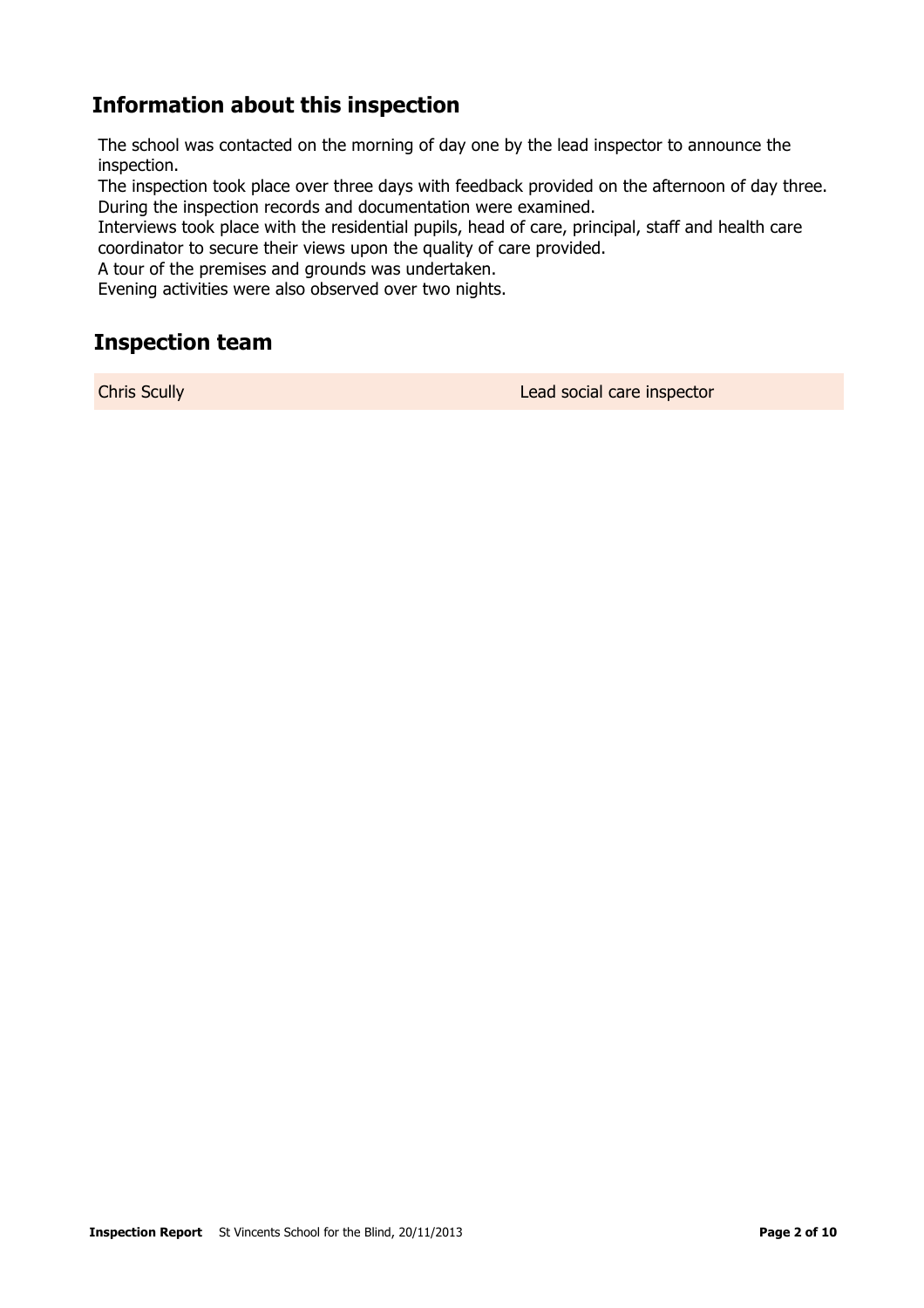## Information about this inspection

The school was contacted on the morning of day one by the lead inspector to announce the inspection.
The inspection took place over three days with feedback provided on the afternoon of day three.
During the inspection records and documentation were examined.
Interviews took place with the residential pupils, head of care, principal, staff and health care coordinator to secure their views upon the quality of care provided.
A tour of the premises and grounds was undertaken.
Evening activities were also observed over two nights.

## Inspection team

| | |
|---|---|
| Chris Scully | Lead social care inspector |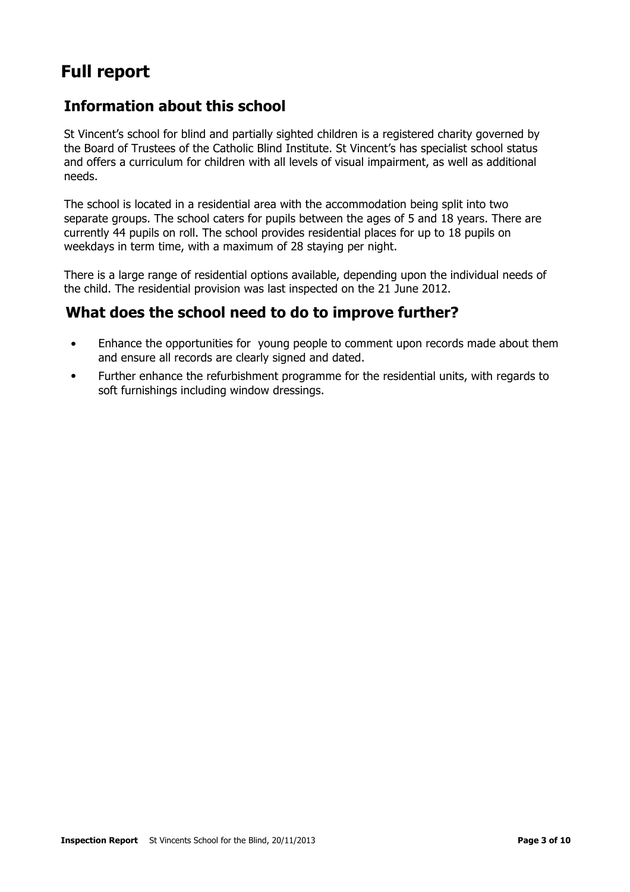# Full report

## Information about this school

St Vincent's school for blind and partially sighted children is a registered charity governed by the Board of Trustees of the Catholic Blind Institute. St Vincent's has specialist school status and offers a curriculum for children with all levels of visual impairment, as well as additional needs.

The school is located in a residential area with the accommodation being split into two separate groups. The school caters for pupils between the ages of 5 and 18 years. There are currently 44 pupils on roll. The school provides residential places for up to 18 pupils on weekdays in term time, with a maximum of 28 staying per night.

There is a large range of residential options available, depending upon the individual needs of the child. The residential provision was last inspected on the 21 June 2012.

## What does the school need to do to improve further?

- Enhance the opportunities for young people to comment upon records made about them and ensure all records are clearly signed and dated.
- Further enhance the refurbishment programme for the residential units, with regards to soft furnishings including window dressings.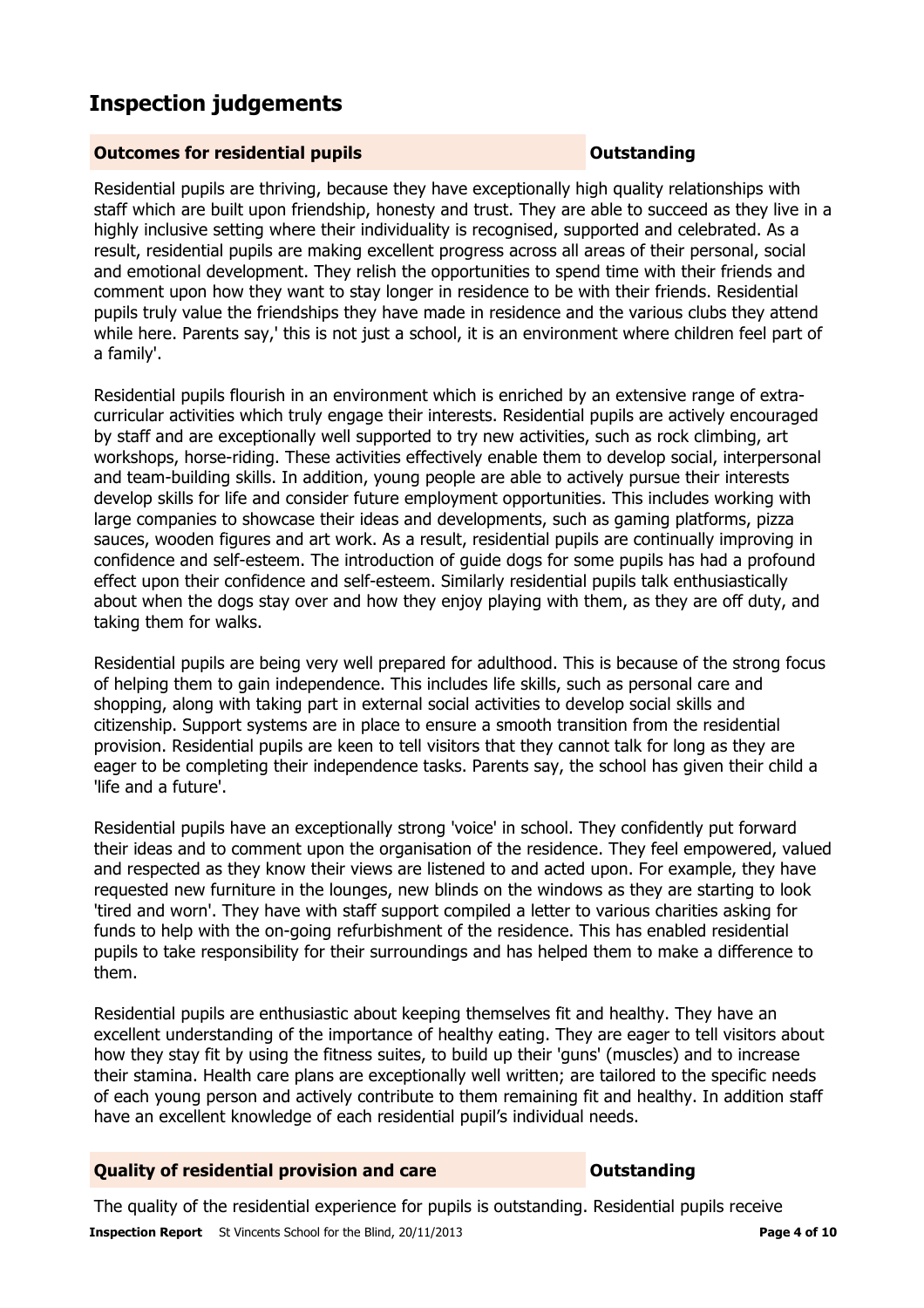## Inspection judgements

**Outcomes for residential pupils** **Outstanding**

Residential pupils are thriving, because they have exceptionally high quality relationships with staff which are built upon friendship, honesty and trust. They are able to succeed as they live in a highly inclusive setting where their individuality is recognised, supported and celebrated. As a result, residential pupils are making excellent progress across all areas of their personal, social and emotional development. They relish the opportunities to spend time with their friends and comment upon how they want to stay longer in residence to be with their friends. Residential pupils truly value the friendships they have made in residence and the various clubs they attend while here. Parents say,' this is not just a school, it is an environment where children feel part of a family'.

Residential pupils flourish in an environment which is enriched by an extensive range of extra-curricular activities which truly engage their interests. Residential pupils are actively encouraged by staff and are exceptionally well supported to try new activities, such as rock climbing, art workshops, horse-riding. These activities effectively enable them to develop social, interpersonal and team-building skills. In addition, young people are able to actively pursue their interests develop skills for life and consider future employment opportunities. This includes working with large companies to showcase their ideas and developments, such as gaming platforms, pizza sauces, wooden figures and art work. As a result, residential pupils are continually improving in confidence and self-esteem. The introduction of guide dogs for some pupils has had a profound effect upon their confidence and self-esteem. Similarly residential pupils talk enthusiastically about when the dogs stay over and how they enjoy playing with them, as they are off duty, and taking them for walks.

Residential pupils are being very well prepared for adulthood. This is because of the strong focus of helping them to gain independence. This includes life skills, such as personal care and shopping, along with taking part in external social activities to develop social skills and citizenship. Support systems are in place to ensure a smooth transition from the residential provision. Residential pupils are keen to tell visitors that they cannot talk for long as they are eager to be completing their independence tasks. Parents say, the school has given their child a 'life and a future'.

Residential pupils have an exceptionally strong 'voice' in school. They confidently put forward their ideas and to comment upon the organisation of the residence. They feel empowered, valued and respected as they know their views are listened to and acted upon. For example, they have requested new furniture in the lounges, new blinds on the windows as they are starting to look 'tired and worn'. They have with staff support compiled a letter to various charities asking for funds to help with the on-going refurbishment of the residence. This has enabled residential pupils to take responsibility for their surroundings and has helped them to make a difference to them.

Residential pupils are enthusiastic about keeping themselves fit and healthy. They have an excellent understanding of the importance of healthy eating. They are eager to tell visitors about how they stay fit by using the fitness suites, to build up their 'guns' (muscles) and to increase their stamina. Health care plans are exceptionally well written; are tailored to the specific needs of each young person and actively contribute to them remaining fit and healthy. In addition staff have an excellent knowledge of each residential pupil's individual needs.

**Quality of residential provision and care** **Outstanding**

The quality of the residential experience for pupils is outstanding. Residential pupils receive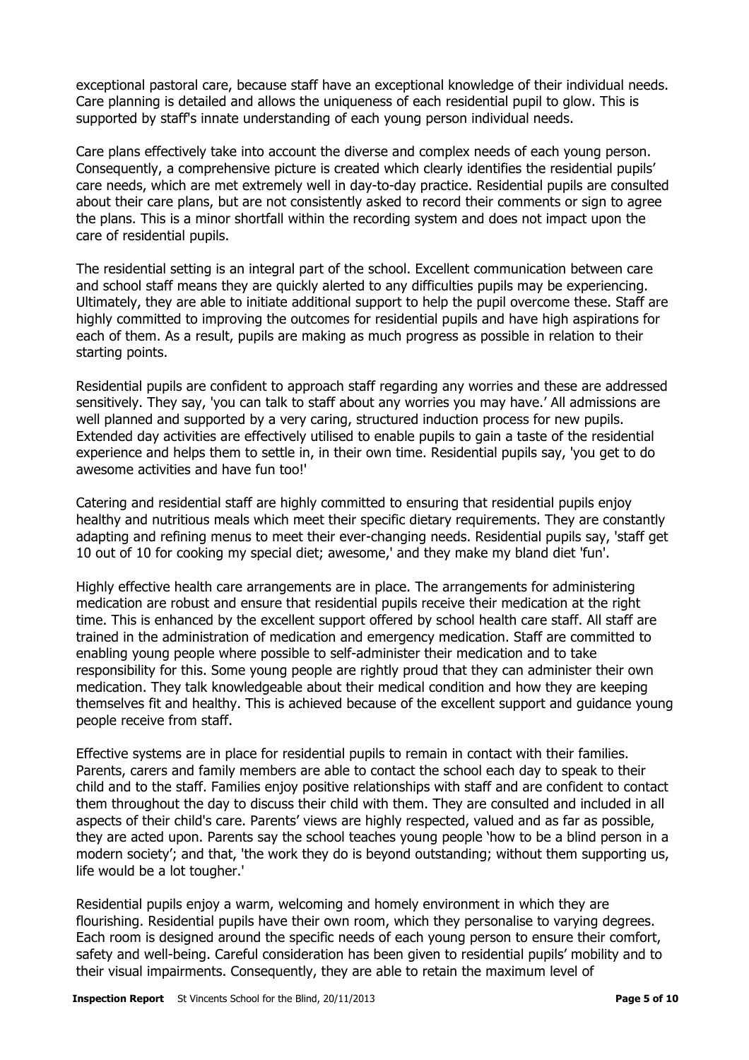exceptional pastoral care, because staff have an exceptional knowledge of their individual needs. Care planning is detailed and allows the uniqueness of each residential pupil to glow. This is supported by staff's innate understanding of each young person individual needs.

Care plans effectively take into account the diverse and complex needs of each young person. Consequently, a comprehensive picture is created which clearly identifies the residential pupils' care needs, which are met extremely well in day-to-day practice. Residential pupils are consulted about their care plans, but are not consistently asked to record their comments or sign to agree the plans. This is a minor shortfall within the recording system and does not impact upon the care of residential pupils.

The residential setting is an integral part of the school. Excellent communication between care and school staff means they are quickly alerted to any difficulties pupils may be experiencing. Ultimately, they are able to initiate additional support to help the pupil overcome these. Staff are highly committed to improving the outcomes for residential pupils and have high aspirations for each of them. As a result, pupils are making as much progress as possible in relation to their starting points.

Residential pupils are confident to approach staff regarding any worries and these are addressed sensitively. They say, 'you can talk to staff about any worries you may have.' All admissions are well planned and supported by a very caring, structured induction process for new pupils. Extended day activities are effectively utilised to enable pupils to gain a taste of the residential experience and helps them to settle in, in their own time. Residential pupils say, 'you get to do awesome activities and have fun too!'

Catering and residential staff are highly committed to ensuring that residential pupils enjoy healthy and nutritious meals which meet their specific dietary requirements. They are constantly adapting and refining menus to meet their ever-changing needs. Residential pupils say, 'staff get 10 out of 10 for cooking my special diet; awesome,' and they make my bland diet 'fun'.

Highly effective health care arrangements are in place. The arrangements for administering medication are robust and ensure that residential pupils receive their medication at the right time. This is enhanced by the excellent support offered by school health care staff. All staff are trained in the administration of medication and emergency medication. Staff are committed to enabling young people where possible to self-administer their medication and to take responsibility for this. Some young people are rightly proud that they can administer their own medication. They talk knowledgeable about their medical condition and how they are keeping themselves fit and healthy. This is achieved because of the excellent support and guidance young people receive from staff.

Effective systems are in place for residential pupils to remain in contact with their families. Parents, carers and family members are able to contact the school each day to speak to their child and to the staff. Families enjoy positive relationships with staff and are confident to contact them throughout the day to discuss their child with them. They are consulted and included in all aspects of their child's care. Parents' views are highly respected, valued and as far as possible, they are acted upon. Parents say the school teaches young people 'how to be a blind person in a modern society'; and that, 'the work they do is beyond outstanding; without them supporting us, life would be a lot tougher.'

Residential pupils enjoy a warm, welcoming and homely environment in which they are flourishing. Residential pupils have their own room, which they personalise to varying degrees. Each room is designed around the specific needs of each young person to ensure their comfort, safety and well-being. Careful consideration has been given to residential pupils' mobility and to their visual impairments. Consequently, they are able to retain the maximum level of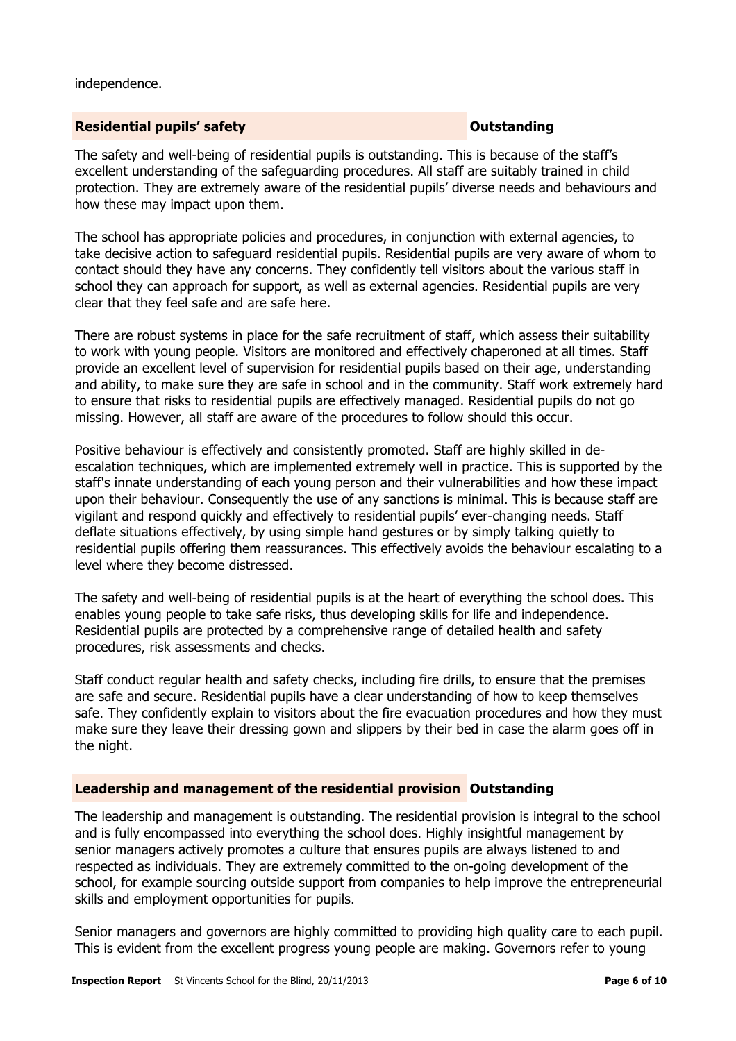independence.

### Residential pupils' safety — Outstanding

The safety and well-being of residential pupils is outstanding. This is because of the staff's excellent understanding of the safeguarding procedures. All staff are suitably trained in child protection. They are extremely aware of the residential pupils' diverse needs and behaviours and how these may impact upon them.

The school has appropriate policies and procedures, in conjunction with external agencies, to take decisive action to safeguard residential pupils. Residential pupils are very aware of whom to contact should they have any concerns. They confidently tell visitors about the various staff in school they can approach for support, as well as external agencies. Residential pupils are very clear that they feel safe and are safe here.

There are robust systems in place for the safe recruitment of staff, which assess their suitability to work with young people. Visitors are monitored and effectively chaperoned at all times. Staff provide an excellent level of supervision for residential pupils based on their age, understanding and ability, to make sure they are safe in school and in the community. Staff work extremely hard to ensure that risks to residential pupils are effectively managed. Residential pupils do not go missing. However, all staff are aware of the procedures to follow should this occur.

Positive behaviour is effectively and consistently promoted. Staff are highly skilled in de-escalation techniques, which are implemented extremely well in practice. This is supported by the staff's innate understanding of each young person and their vulnerabilities and how these impact upon their behaviour. Consequently the use of any sanctions is minimal. This is because staff are vigilant and respond quickly and effectively to residential pupils' ever-changing needs. Staff deflate situations effectively, by using simple hand gestures or by simply talking quietly to residential pupils offering them reassurances. This effectively avoids the behaviour escalating to a level where they become distressed.

The safety and well-being of residential pupils is at the heart of everything the school does. This enables young people to take safe risks, thus developing skills for life and independence. Residential pupils are protected by a comprehensive range of detailed health and safety procedures, risk assessments and checks.

Staff conduct regular health and safety checks, including fire drills, to ensure that the premises are safe and secure. Residential pupils have a clear understanding of how to keep themselves safe. They confidently explain to visitors about the fire evacuation procedures and how they must make sure they leave their dressing gown and slippers by their bed in case the alarm goes off in the night.

### Leadership and management of the residential provision — Outstanding

The leadership and management is outstanding. The residential provision is integral to the school and is fully encompassed into everything the school does. Highly insightful management by senior managers actively promotes a culture that ensures pupils are always listened to and respected as individuals. They are extremely committed to the on-going development of the school, for example sourcing outside support from companies to help improve the entrepreneurial skills and employment opportunities for pupils.

Senior managers and governors are highly committed to providing high quality care to each pupil. This is evident from the excellent progress young people are making. Governors refer to young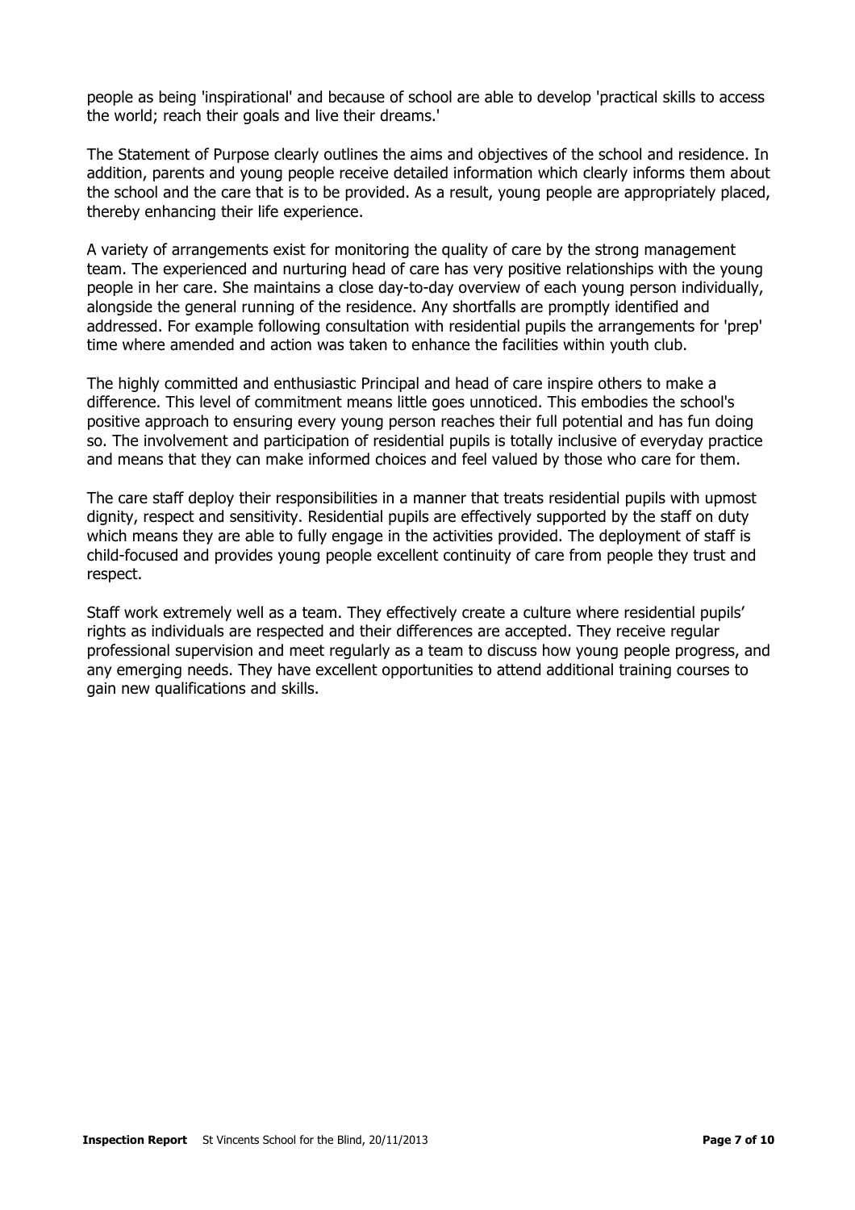people as being 'inspirational' and because of school are able to develop 'practical skills to access the world; reach their goals and live their dreams.'

The Statement of Purpose clearly outlines the aims and objectives of the school and residence. In addition, parents and young people receive detailed information which clearly informs them about the school and the care that is to be provided. As a result, young people are appropriately placed, thereby enhancing their life experience.

A variety of arrangements exist for monitoring the quality of care by the strong management team. The experienced and nurturing head of care has very positive relationships with the young people in her care. She maintains a close day-to-day overview of each young person individually, alongside the general running of the residence. Any shortfalls are promptly identified and addressed. For example following consultation with residential pupils the arrangements for 'prep' time where amended and action was taken to enhance the facilities within youth club.

The highly committed and enthusiastic Principal and head of care inspire others to make a difference. This level of commitment means little goes unnoticed. This embodies the school's positive approach to ensuring every young person reaches their full potential and has fun doing so. The involvement and participation of residential pupils is totally inclusive of everyday practice and means that they can make informed choices and feel valued by those who care for them.

The care staff deploy their responsibilities in a manner that treats residential pupils with upmost dignity, respect and sensitivity. Residential pupils are effectively supported by the staff on duty which means they are able to fully engage in the activities provided. The deployment of staff is child-focused and provides young people excellent continuity of care from people they trust and respect.

Staff work extremely well as a team. They effectively create a culture where residential pupils' rights as individuals are respected and their differences are accepted. They receive regular professional supervision and meet regularly as a team to discuss how young people progress, and any emerging needs. They have excellent opportunities to attend additional training courses to gain new qualifications and skills.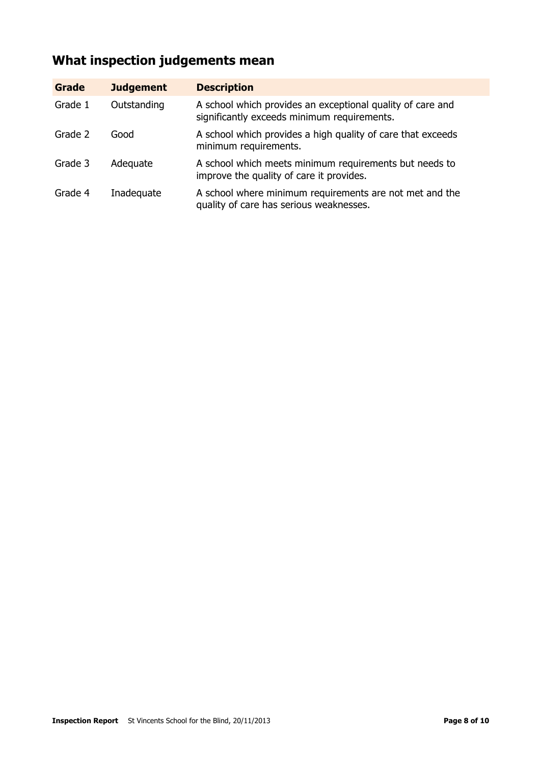## What inspection judgements mean

| Grade | Judgement | Description |
| --- | --- | --- |
| Grade 1 | Outstanding | A school which provides an exceptional quality of care and significantly exceeds minimum requirements. |
| Grade 2 | Good | A school which provides a high quality of care that exceeds minimum requirements. |
| Grade 3 | Adequate | A school which meets minimum requirements but needs to improve the quality of care it provides. |
| Grade 4 | Inadequate | A school where minimum requirements are not met and the quality of care has serious weaknesses. |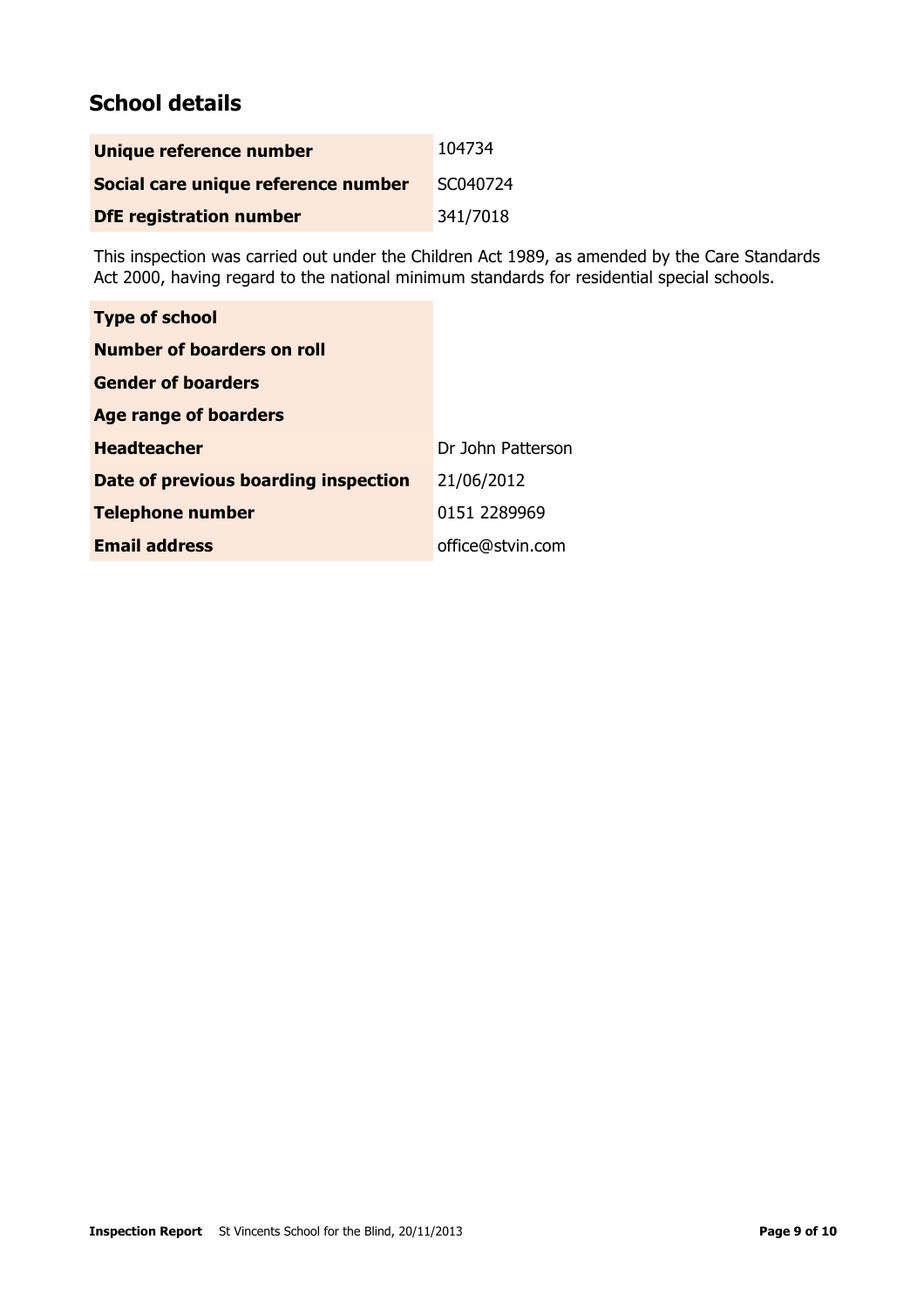## School details

| | |
|---|---|
| **Unique reference number** | 104734 |
| **Social care unique reference number** | SC040724 |
| **DfE registration number** | 341/7018 |

This inspection was carried out under the Children Act 1989, as amended by the Care Standards Act 2000, having regard to the national minimum standards for residential special schools.

| | |
|---|---|
| **Type of school** | |
| **Number of boarders on roll** | |
| **Gender of boarders** | |
| **Age range of boarders** | |
| **Headteacher** | Dr John Patterson |
| **Date of previous boarding inspection** | 21/06/2012 |
| **Telephone number** | 0151 2289969 |
| **Email address** | office@stvin.com |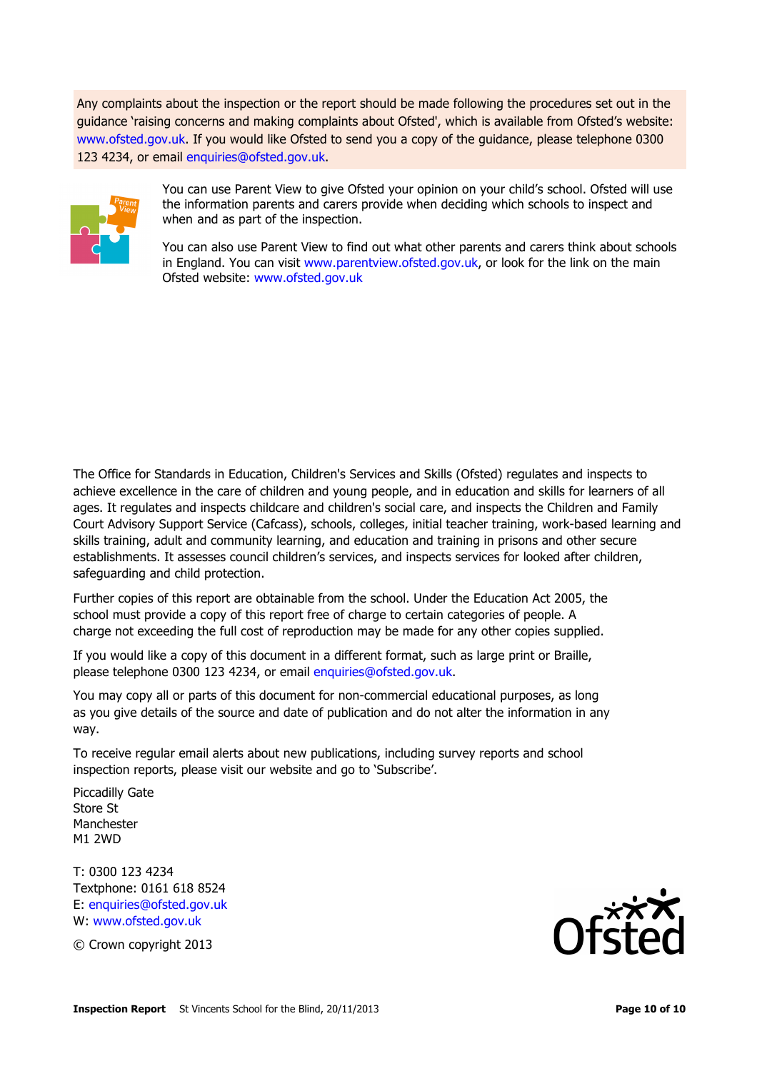Any complaints about the inspection or the report should be made following the procedures set out in the guidance 'raising concerns and making complaints about Ofsted', which is available from Ofsted's website: www.ofsted.gov.uk. If you would like Ofsted to send you a copy of the guidance, please telephone 0300 123 4234, or email enquiries@ofsted.gov.uk.

You can use Parent View to give Ofsted your opinion on your child's school. Ofsted will use the information parents and carers provide when deciding which schools to inspect and when and as part of the inspection.

You can also use Parent View to find out what other parents and carers think about schools in England. You can visit www.parentview.ofsted.gov.uk, or look for the link on the main Ofsted website: www.ofsted.gov.uk

The Office for Standards in Education, Children's Services and Skills (Ofsted) regulates and inspects to achieve excellence in the care of children and young people, and in education and skills for learners of all ages. It regulates and inspects childcare and children's social care, and inspects the Children and Family Court Advisory Support Service (Cafcass), schools, colleges, initial teacher training, work-based learning and skills training, adult and community learning, and education and training in prisons and other secure establishments. It assesses council children's services, and inspects services for looked after children, safeguarding and child protection.

Further copies of this report are obtainable from the school. Under the Education Act 2005, the school must provide a copy of this report free of charge to certain categories of people. A charge not exceeding the full cost of reproduction may be made for any other copies supplied.

If you would like a copy of this document in a different format, such as large print or Braille, please telephone 0300 123 4234, or email enquiries@ofsted.gov.uk.

You may copy all or parts of this document for non-commercial educational purposes, as long as you give details of the source and date of publication and do not alter the information in any way.

To receive regular email alerts about new publications, including survey reports and school inspection reports, please visit our website and go to 'Subscribe'.

Piccadilly Gate  
Store St  
Manchester  
M1 2WD

T: 0300 123 4234  
Textphone: 0161 618 8524  
E: enquiries@ofsted.gov.uk  
W: www.ofsted.gov.uk

© Crown copyright 2013